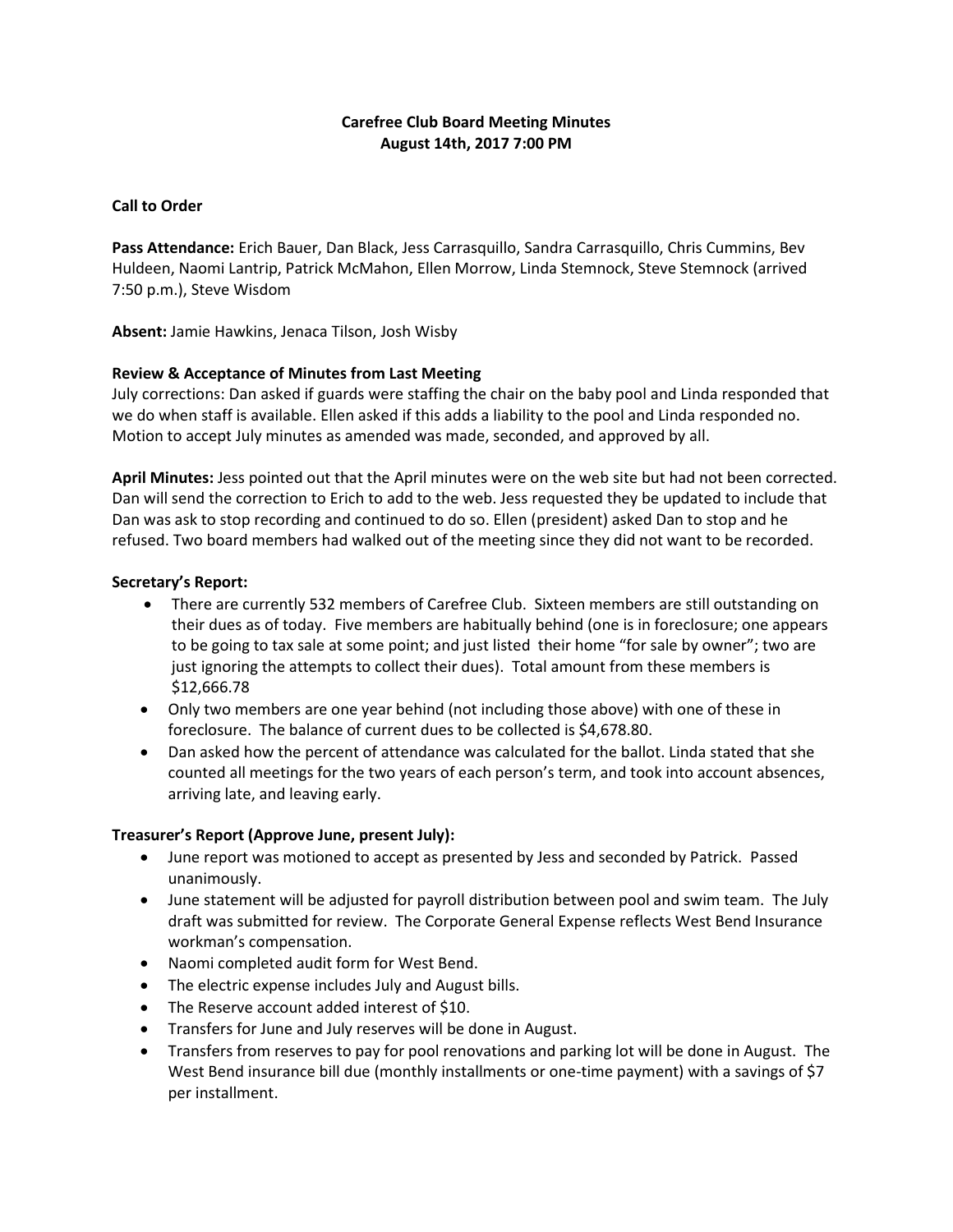# Carefree Club Board Meeting Minutes
## August 14th, 2017 7:00 PM

**Call to Order**

**Pass Attendance:** Erich Bauer, Dan Black, Jess Carrasquillo, Sandra Carrasquillo, Chris Cummins, Bev Huldeen, Naomi Lantrip, Patrick McMahon, Ellen Morrow, Linda Stemnock, Steve Stemnock (arrived 7:50 p.m.), Steve Wisdom

**Absent:** Jamie Hawkins, Jenaca Tilson, Josh Wisby

**Review & Acceptance of Minutes from Last Meeting**

July corrections: Dan asked if guards were staffing the chair on the baby pool and Linda responded that we do when staff is available. Ellen asked if this adds a liability to the pool and Linda responded no. Motion to accept July minutes as amended was made, seconded, and approved by all.

**April Minutes:** Jess pointed out that the April minutes were on the web site but had not been corrected. Dan will send the correction to Erich to add to the web. Jess requested they be updated to include that Dan was ask to stop recording and continued to do so. Ellen (president) asked Dan to stop and he refused. Two board members had walked out of the meeting since they did not want to be recorded.

**Secretary's Report:**

- There are currently 532 members of Carefree Club. Sixteen members are still outstanding on their dues as of today. Five members are habitually behind (one is in foreclosure; one appears to be going to tax sale at some point; and just listed their home "for sale by owner"; two are just ignoring the attempts to collect their dues). Total amount from these members is $12,666.78
- Only two members are one year behind (not including those above) with one of these in foreclosure. The balance of current dues to be collected is $4,678.80.
- Dan asked how the percent of attendance was calculated for the ballot. Linda stated that she counted all meetings for the two years of each person's term, and took into account absences, arriving late, and leaving early.

**Treasurer's Report (Approve June, present July):**

- June report was motioned to accept as presented by Jess and seconded by Patrick. Passed unanimously.
- June statement will be adjusted for payroll distribution between pool and swim team. The July draft was submitted for review. The Corporate General Expense reflects West Bend Insurance workman's compensation.
- Naomi completed audit form for West Bend.
- The electric expense includes July and August bills.
- The Reserve account added interest of $10.
- Transfers for June and July reserves will be done in August.
- Transfers from reserves to pay for pool renovations and parking lot will be done in August. The West Bend insurance bill due (monthly installments or one-time payment) with a savings of $7 per installment.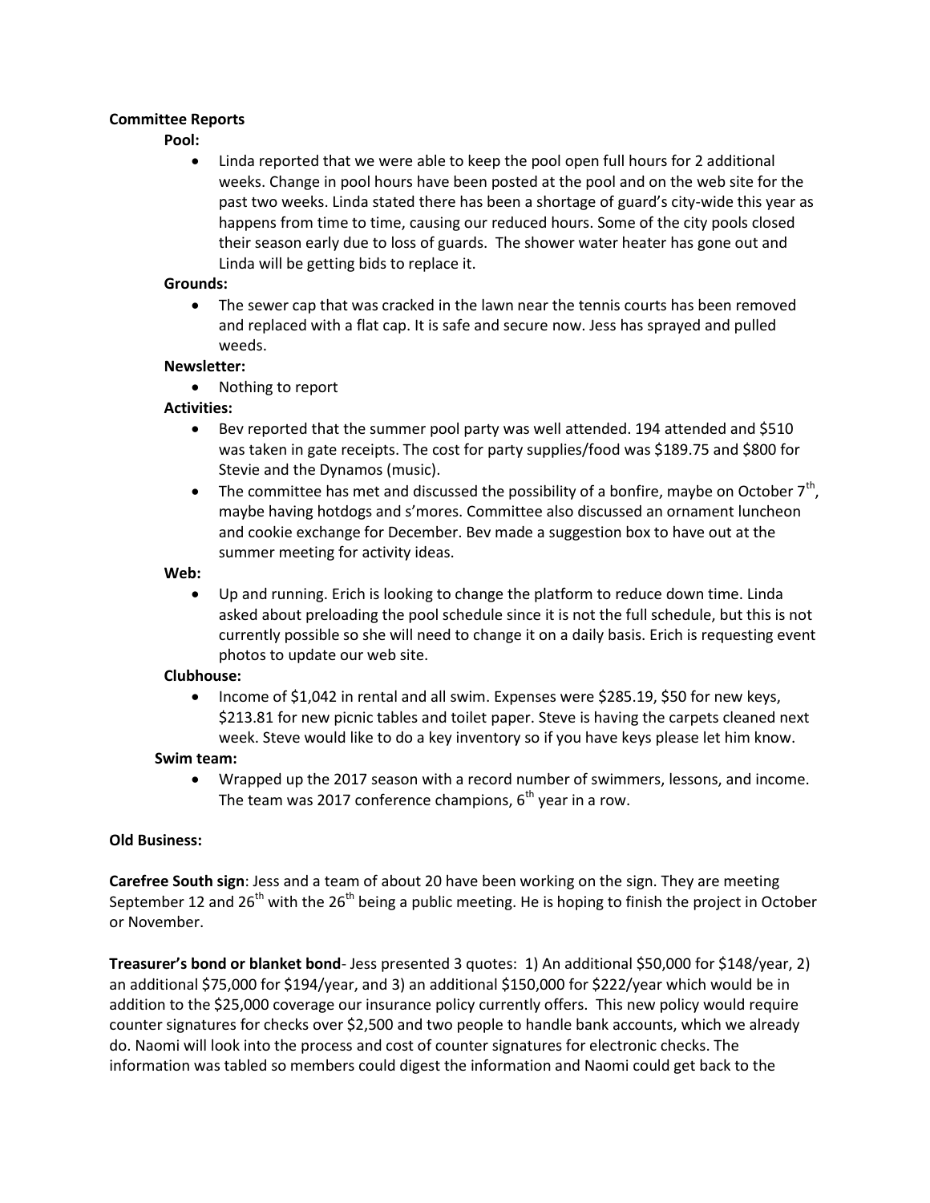**Committee Reports**

**Pool:**

- Linda reported that we were able to keep the pool open full hours for 2 additional weeks. Change in pool hours have been posted at the pool and on the web site for the past two weeks. Linda stated there has been a shortage of guard's city-wide this year as happens from time to time, causing our reduced hours. Some of the city pools closed their season early due to loss of guards. The shower water heater has gone out and Linda will be getting bids to replace it.

**Grounds:**

- The sewer cap that was cracked in the lawn near the tennis courts has been removed and replaced with a flat cap. It is safe and secure now. Jess has sprayed and pulled weeds.

**Newsletter:**

- Nothing to report

**Activities:**

- Bev reported that the summer pool party was well attended. 194 attended and $510 was taken in gate receipts. The cost for party supplies/food was $189.75 and $800 for Stevie and the Dynamos (music).
- The committee has met and discussed the possibility of a bonfire, maybe on October 7th, maybe having hotdogs and s'mores. Committee also discussed an ornament luncheon and cookie exchange for December. Bev made a suggestion box to have out at the summer meeting for activity ideas.

**Web:**

- Up and running. Erich is looking to change the platform to reduce down time. Linda asked about preloading the pool schedule since it is not the full schedule, but this is not currently possible so she will need to change it on a daily basis. Erich is requesting event photos to update our web site.

**Clubhouse:**

- Income of $1,042 in rental and all swim. Expenses were $285.19, $50 for new keys, $213.81 for new picnic tables and toilet paper. Steve is having the carpets cleaned next week. Steve would like to do a key inventory so if you have keys please let him know.

**Swim team:**

- Wrapped up the 2017 season with a record number of swimmers, lessons, and income. The team was 2017 conference champions, 6th year in a row.

**Old Business:**

**Carefree South sign**: Jess and a team of about 20 have been working on the sign. They are meeting September 12 and 26th with the 26th being a public meeting. He is hoping to finish the project in October or November.

**Treasurer's bond or blanket bond**- Jess presented 3 quotes: 1) An additional $50,000 for $148/year, 2) an additional $75,000 for $194/year, and 3) an additional $150,000 for $222/year which would be in addition to the $25,000 coverage our insurance policy currently offers. This new policy would require counter signatures for checks over $2,500 and two people to handle bank accounts, which we already do. Naomi will look into the process and cost of counter signatures for electronic checks. The information was tabled so members could digest the information and Naomi could get back to the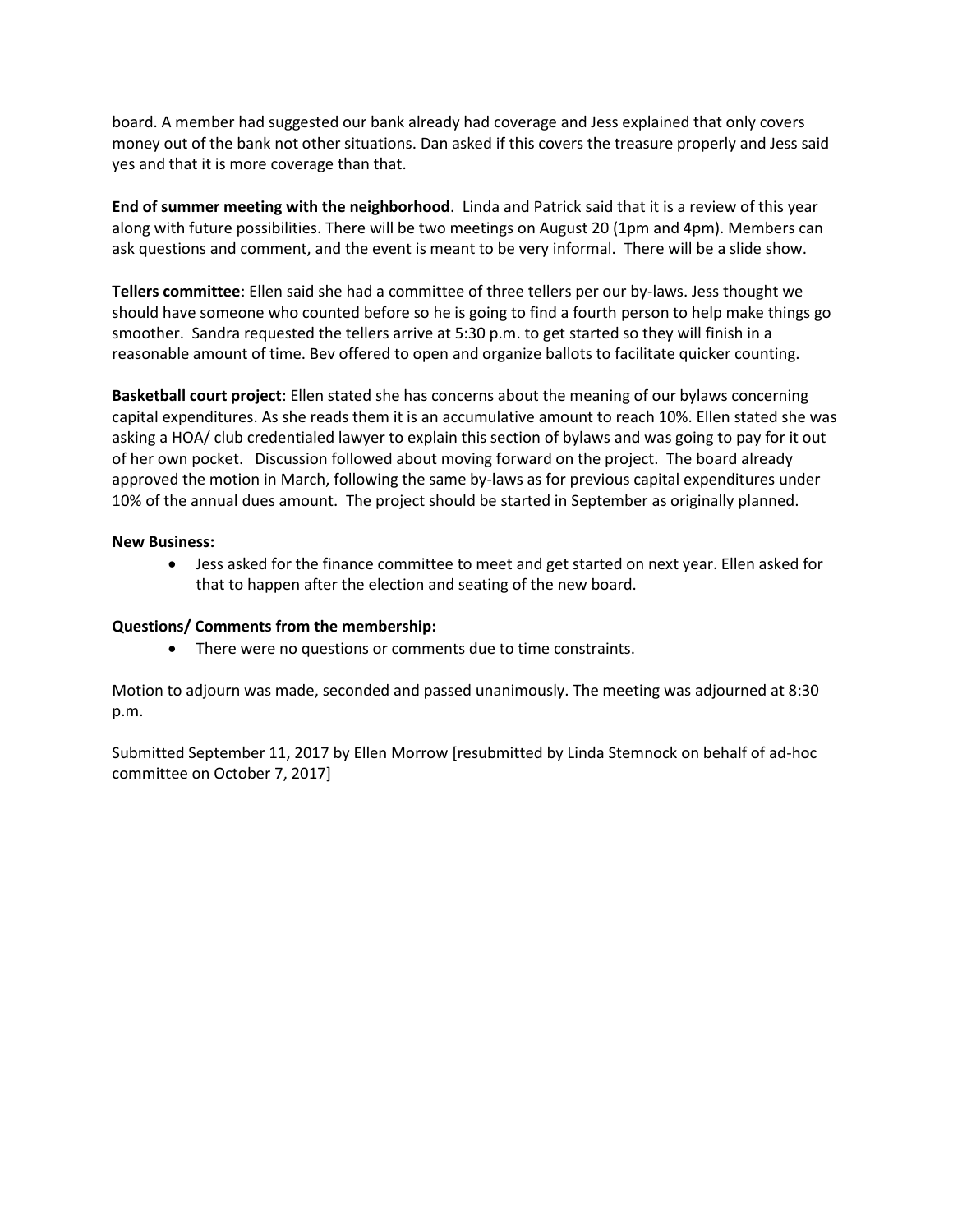board. A member had suggested our bank already had coverage and Jess explained that only covers money out of the bank not other situations. Dan asked if this covers the treasure properly and Jess said yes and that it is more coverage than that.

**End of summer meeting with the neighborhood**. Linda and Patrick said that it is a review of this year along with future possibilities. There will be two meetings on August 20 (1pm and 4pm). Members can ask questions and comment, and the event is meant to be very informal. There will be a slide show.

**Tellers committee**: Ellen said she had a committee of three tellers per our by-laws. Jess thought we should have someone who counted before so he is going to find a fourth person to help make things go smoother. Sandra requested the tellers arrive at 5:30 p.m. to get started so they will finish in a reasonable amount of time. Bev offered to open and organize ballots to facilitate quicker counting.

**Basketball court project**: Ellen stated she has concerns about the meaning of our bylaws concerning capital expenditures. As she reads them it is an accumulative amount to reach 10%. Ellen stated she was asking a HOA/ club credentialed lawyer to explain this section of bylaws and was going to pay for it out of her own pocket. Discussion followed about moving forward on the project. The board already approved the motion in March, following the same by-laws as for previous capital expenditures under 10% of the annual dues amount. The project should be started in September as originally planned.

**New Business:**

- Jess asked for the finance committee to meet and get started on next year. Ellen asked for that to happen after the election and seating of the new board.

**Questions/ Comments from the membership:**

- There were no questions or comments due to time constraints.

Motion to adjourn was made, seconded and passed unanimously. The meeting was adjourned at 8:30 p.m.

Submitted September 11, 2017 by Ellen Morrow [resubmitted by Linda Stemnock on behalf of ad-hoc committee on October 7, 2017]